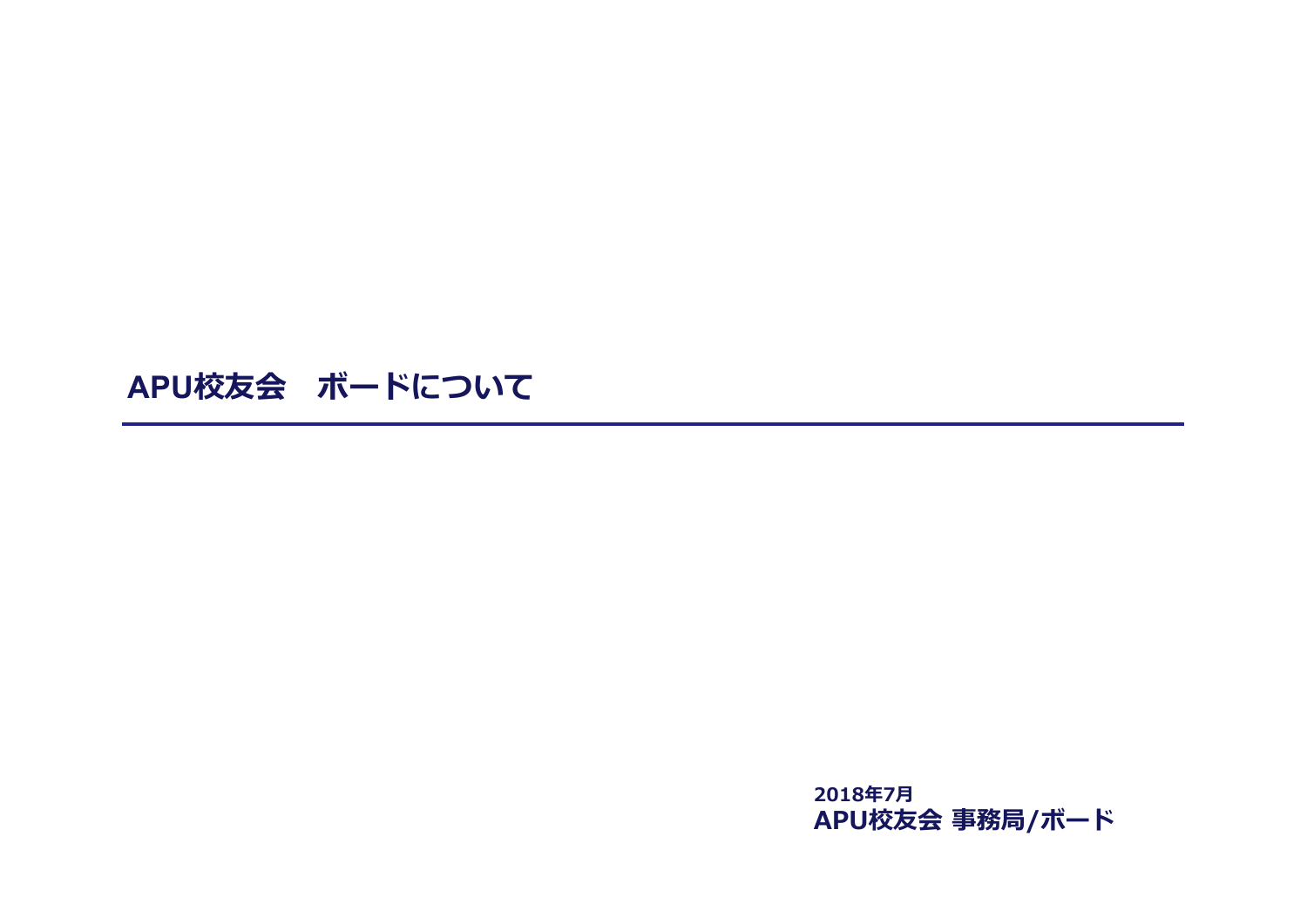# APU校友会　ボードについて

2018年7月
**APU校友会 事務局/ボード**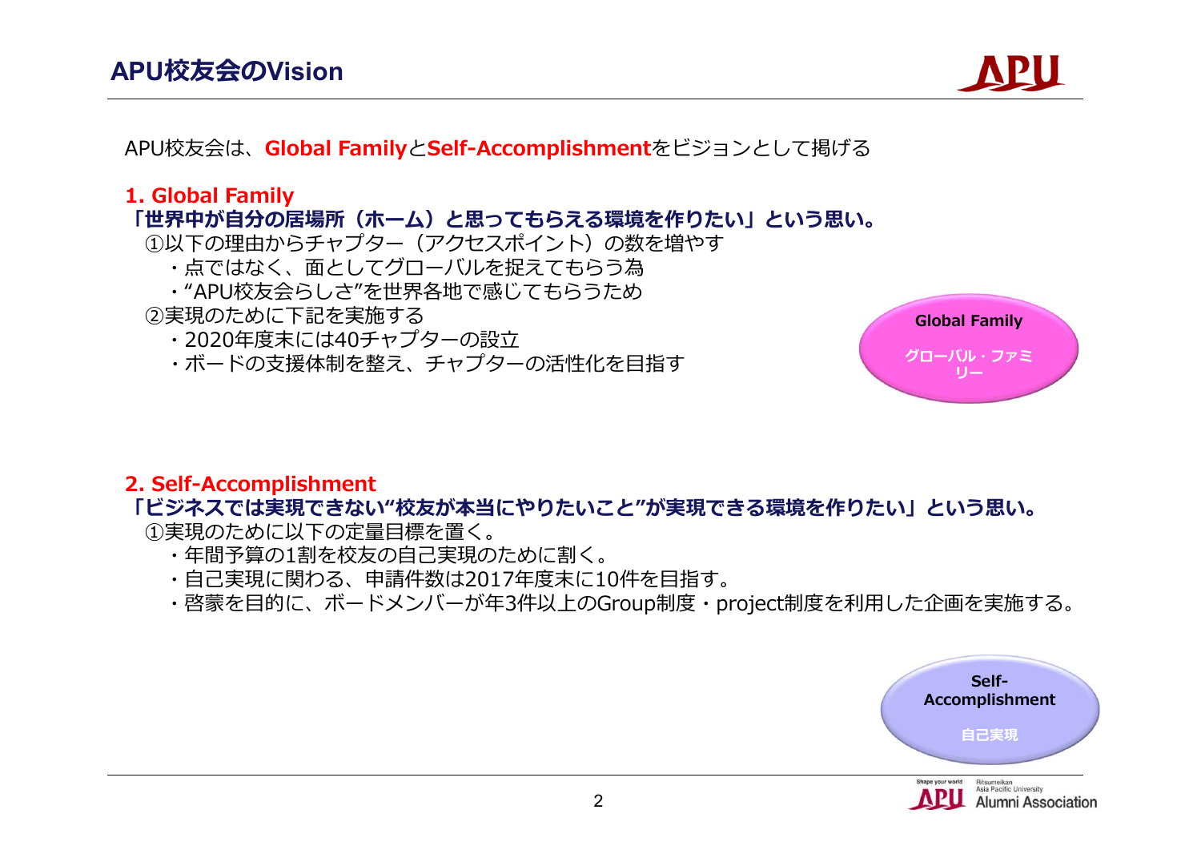# APU校友会のVision

APU校友会は、**Global Family**と**Self-Accomplishment**をビジョンとして掲げる

## 1. Global Family

**「世界中が自分の居場所（ホーム）と思ってもらえる環境を作りたい」という思い。**

①以下の理由からチャプター（アクセスポイント）の数を増やす

- 点ではなく、面としてグローバルを捉えてもらう為
- “APU校友会らしさ”を世界各地で感じてもらうため

②実現のために下記を実施する

- 2020年度末には40チャプターの設立
- ボードの支援体制を整え、チャプターの活性化を目指す

**Global Family**

グローバル・ファミリー

## 2. Self-Accomplishment

**「ビジネスでは実現できない“校友が本当にやりたいこと”が実現できる環境を作りたい」という思い。**

①実現のために以下の定量目標を置く。

- 年間予算の1割を校友の自己実現のために割く。
- 自己実現に関わる、申請件数は2017年度末に10件を目指す。
- 啓蒙を目的に、ボードメンバーが年3件以上のGroup制度・project制度を利用した企画を実施する。

**Self-Accomplishment**

自己実現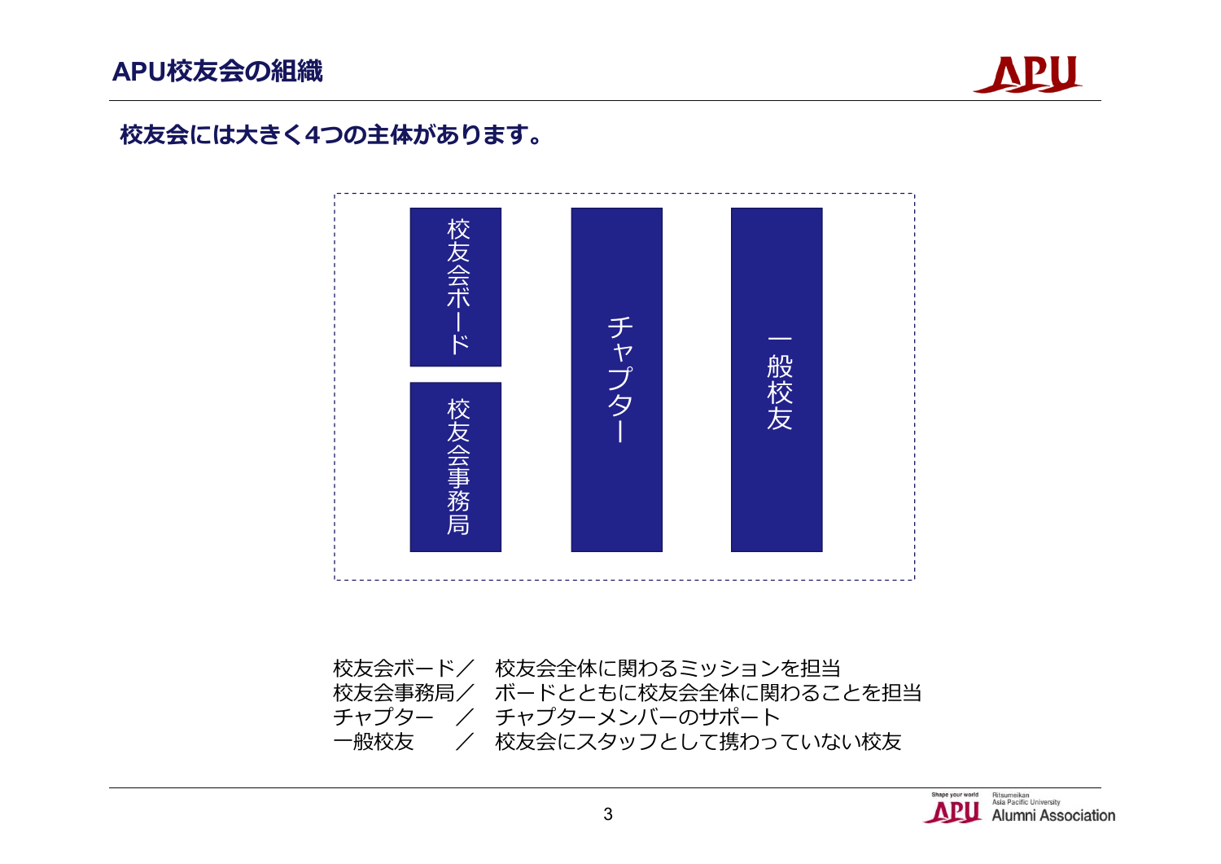# APU校友会の組織

**校友会には大きく4つの主体があります。**

校友会ボード

校友会事務局

チャプター

一般校友

校友会ボード／　校友会全体に関わるミッションを担当
校友会事務局／　ボードとともに校友会全体に関わることを担当
チャプター　／　チャプターメンバーのサポート
一般校友　　／　校友会にスタッフとして携わっていない校友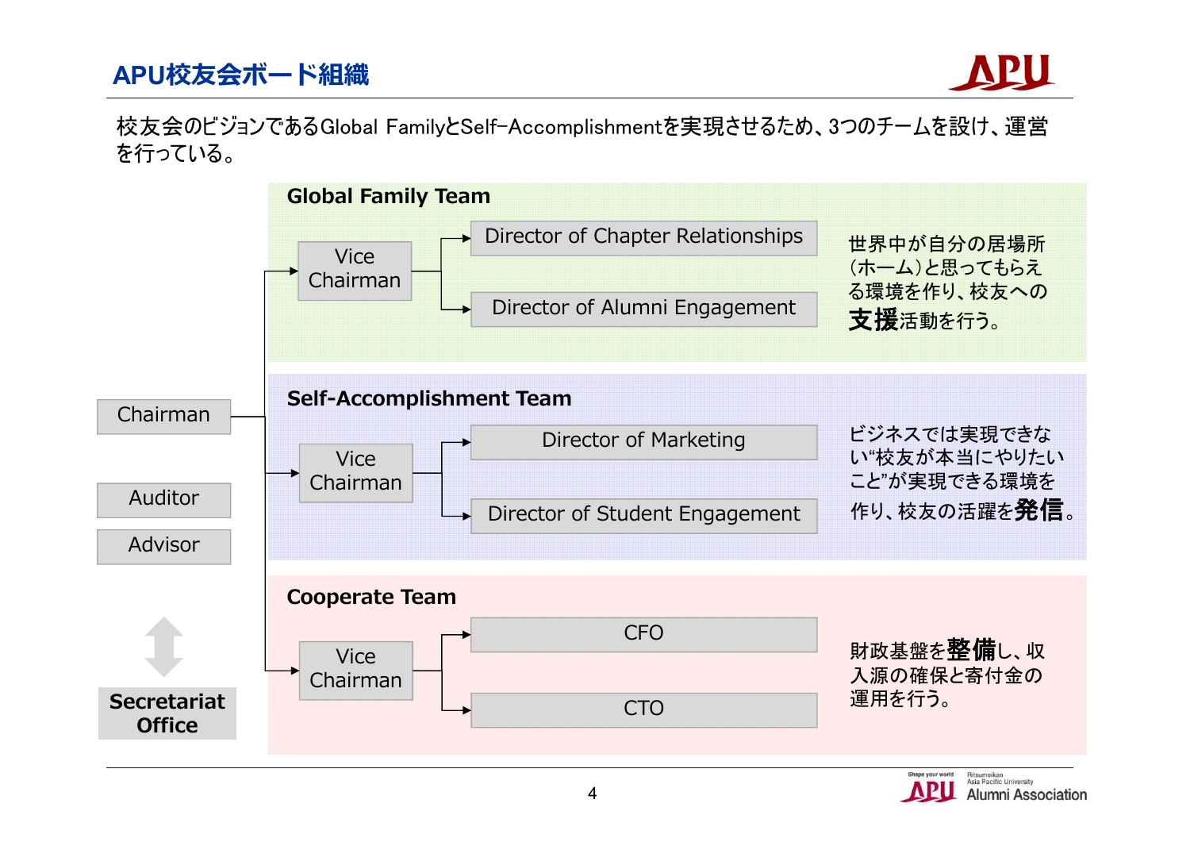# APU校友会ボード組織

校友会のビジョンであるGlobal FamilyとSelf-Accomplishmentを実現させるため、3つのチームを設け、運営を行っている。

- Chairman
- Auditor
- Advisor
- Secretariat Office

## Global Family Team

- Vice Chairman
  - Director of Chapter Relationships
  - Director of Alumni Engagement

世界中が自分の居場所（ホーム）と思ってもらえる環境を作り、校友への**支援**活動を行う。

## Self-Accomplishment Team

- Vice Chairman
  - Director of Marketing
  - Director of Student Engagement

ビジネスでは実現できない“校友が本当にやりたいこと”が実現できる環境を作り、校友の活躍を**発信**。

## Cooperate Team

- Vice Chairman
  - CFO
  - CTO

財政基盤を**整備**し、収入源の確保と寄付金の運用を行う。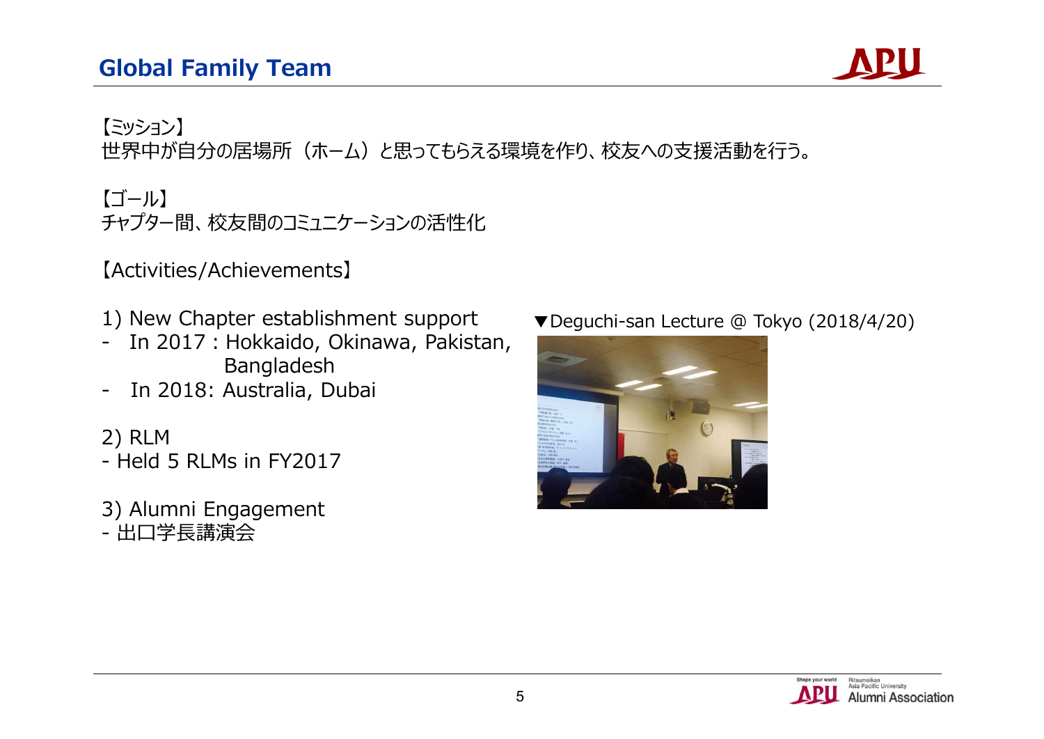## Global Family Team

【ミッション】
世界中が自分の居場所（ホーム）と思ってもらえる環境を作り、校友への支援活動を行う。

【ゴール】
チャプター間、校友間のコミュニケーションの活性化

【Activities/Achievements】

1) New Chapter establishment support
- In 2017 : Hokkaido, Okinawa, Pakistan, Bangladesh
- In 2018: Australia, Dubai

2) RLM
- Held 5 RLMs in FY2017

3) Alumni Engagement
- 出口学長講演会

▼Deguchi-san Lecture @ Tokyo (2018/4/20)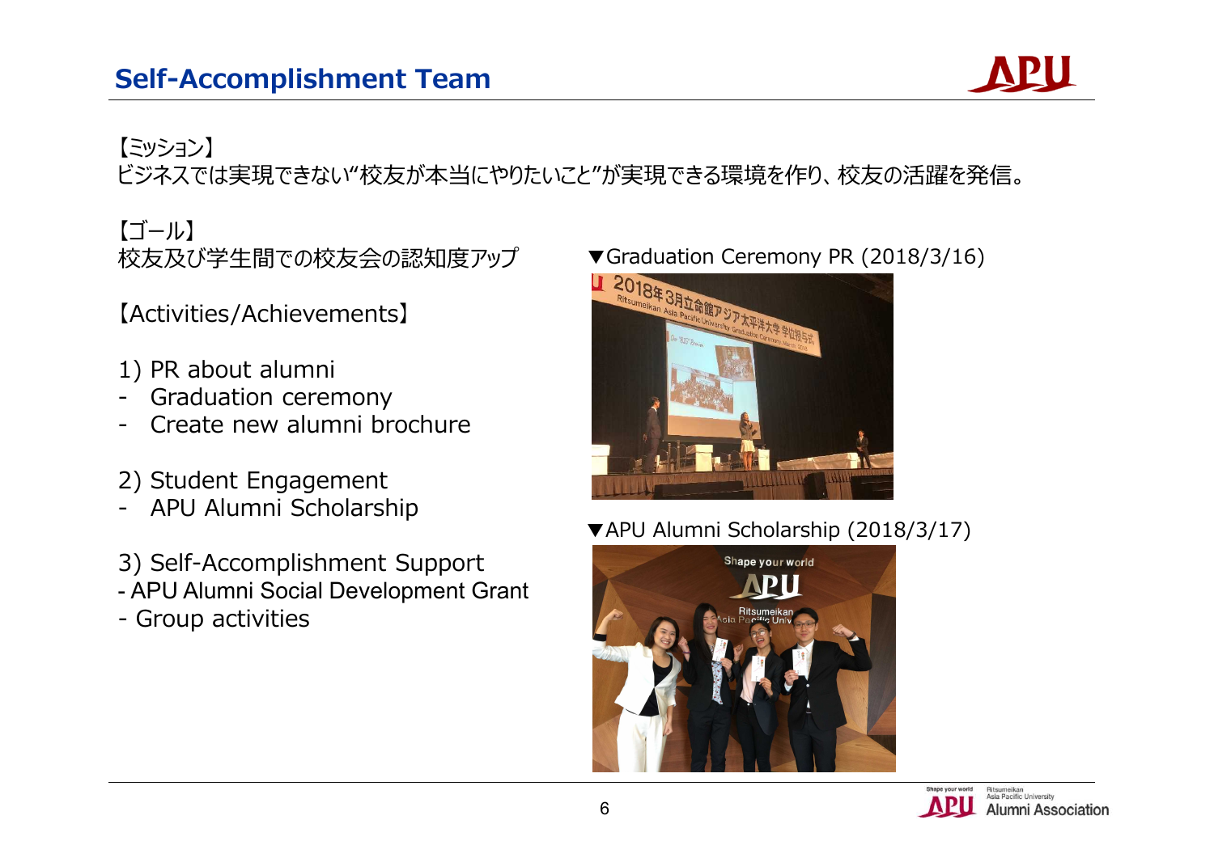# Self-Accomplishment Team

【ミッション】
ビジネスでは実現できない"校友が本当にやりたいこと"が実現できる環境を作り、校友の活躍を発信。

【ゴール】
校友及び学生間での校友会の認知度アップ

【Activities/Achievements】

1) PR about alumni
- Graduation ceremony
- Create new alumni brochure

2) Student Engagement
- APU Alumni Scholarship

3) Self-Accomplishment Support
- APU Alumni Social Development Grant
- Group activities

▼Graduation Ceremony PR (2018/3/16)

▼APU Alumni Scholarship (2018/3/17)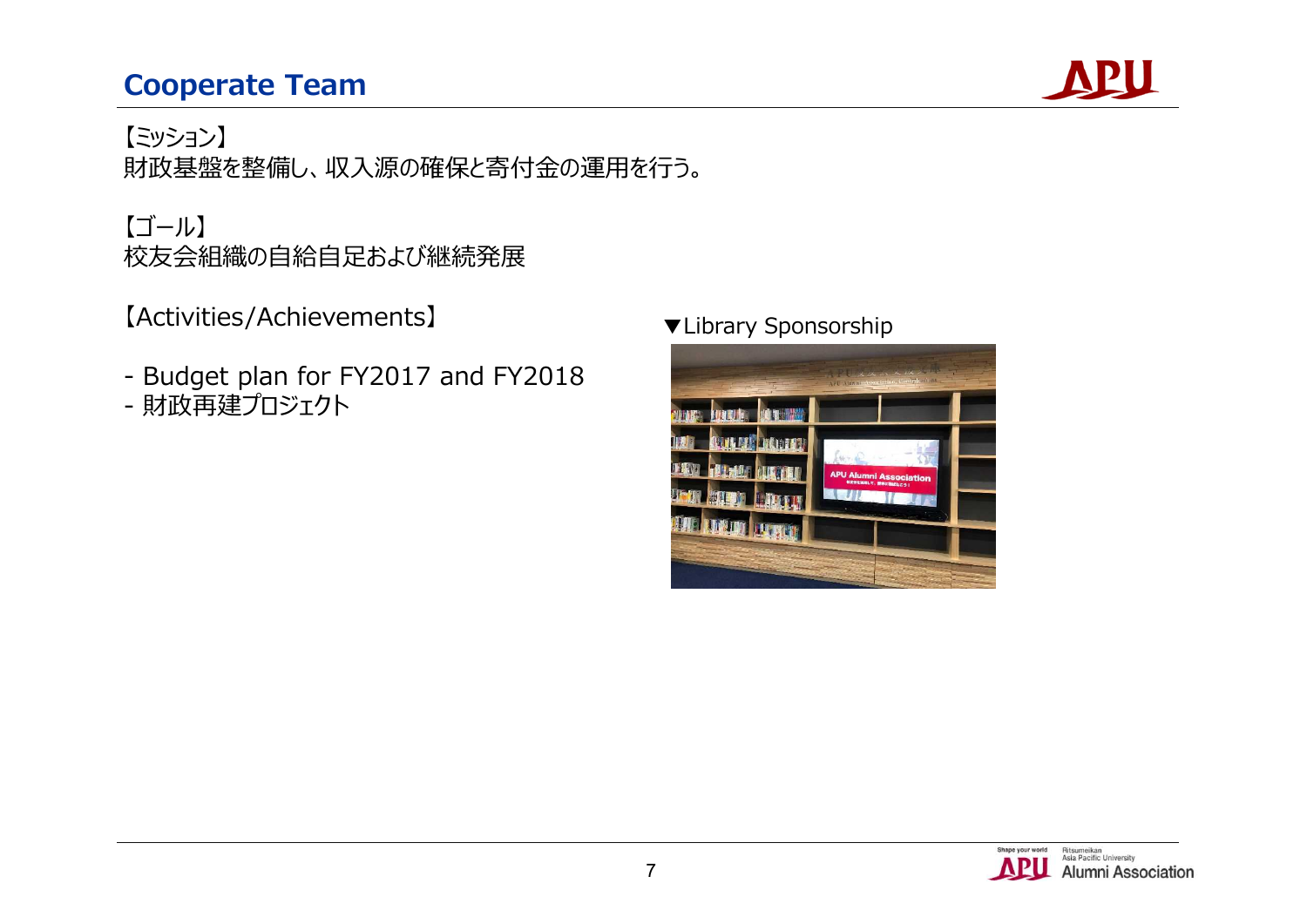## Cooperate Team

【ミッション】
財政基盤を整備し、収入源の確保と寄付金の運用を行う。

【ゴール】
校友会組織の自給自足および継続発展

【Activities/Achievements】

- Budget plan for FY2017 and FY2018
- 財政再建プロジェクト

▼Library Sponsorship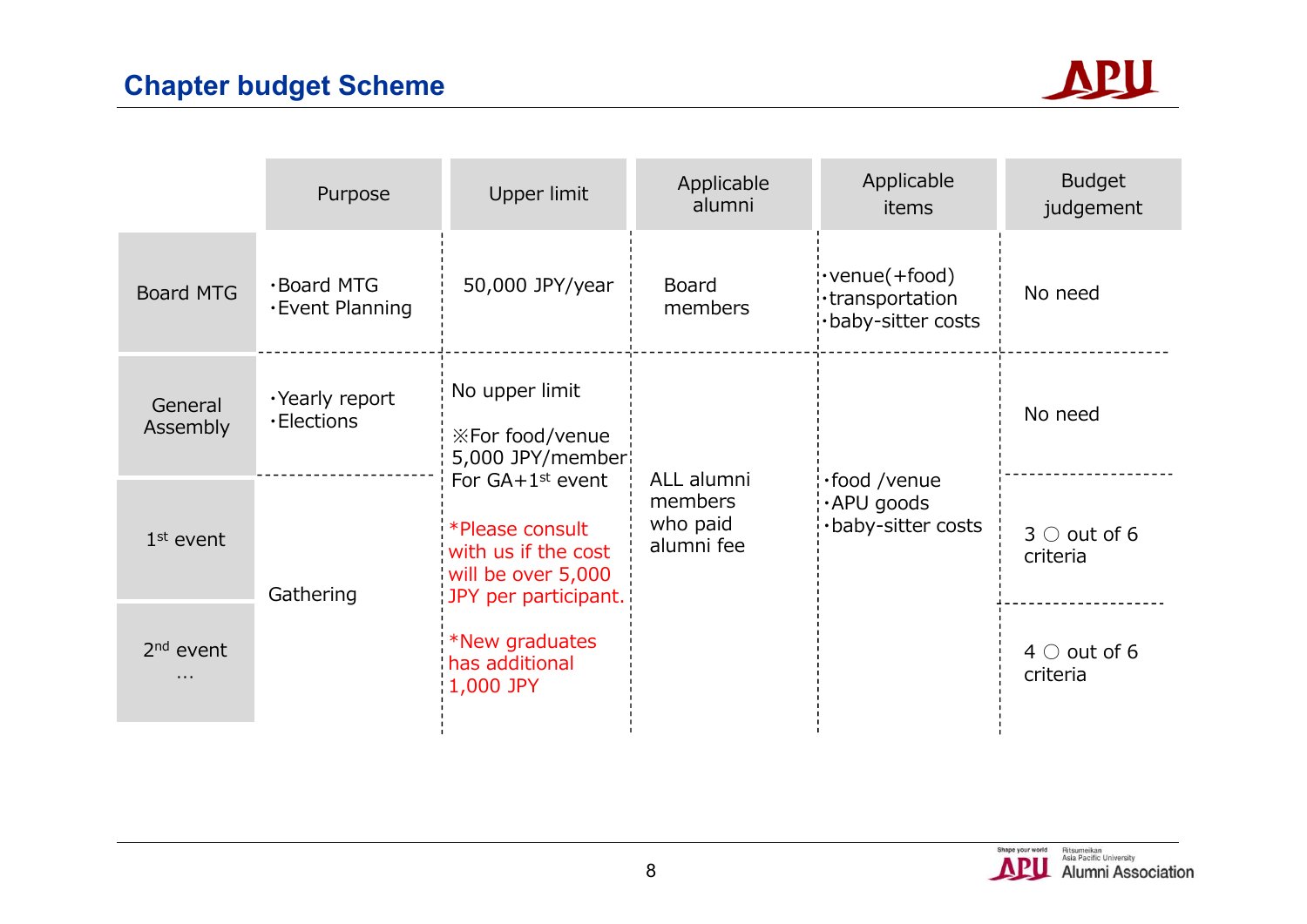## Chapter budget Scheme

| | Purpose | Upper limit | Applicable alumni | Applicable items | Budget judgement |
|---|---|---|---|---|---|
| Board MTG | ・Board MTG<br>・Event Planning | 50,000 JPY/year | Board members | ・venue(+food)<br>・transportation<br>・baby-sitter costs | No need |
| General Assembly | ・Yearly report<br>・Elections | No upper limit<br><br>※For food/venue 5,000 JPY/member For GA+1st event<br><br>*Please consult with us if the cost will be over 5,000 JPY per participant.<br><br>*New graduates has additional 1,000 JPY | ALL alumni members who paid alumni fee | ・food /venue<br>・APU goods<br>・baby-sitter costs | No need |
| 1st event | Gathering | | | | 3 ○ out of 6 criteria |
| 2nd event … | | | | | 4 ○ out of 6 criteria |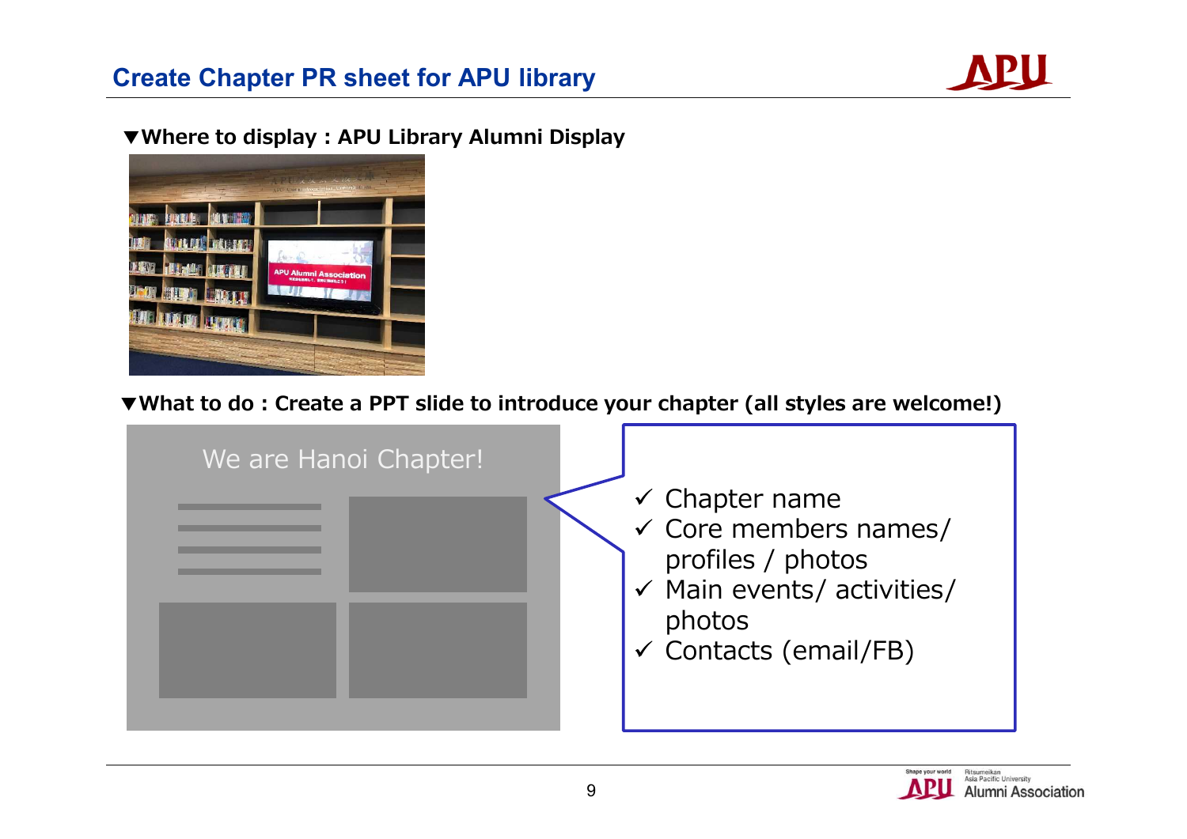# Create Chapter PR sheet for APU library

▼**Where to display : APU Library Alumni Display**

▼**What to do : Create a PPT slide to introduce your chapter (all styles are welcome!)**

We are Hanoi Chapter!

- ✓ Chapter name
- ✓ Core members names/ profiles / photos
- ✓ Main events/ activities/ photos
- ✓ Contacts (email/FB)